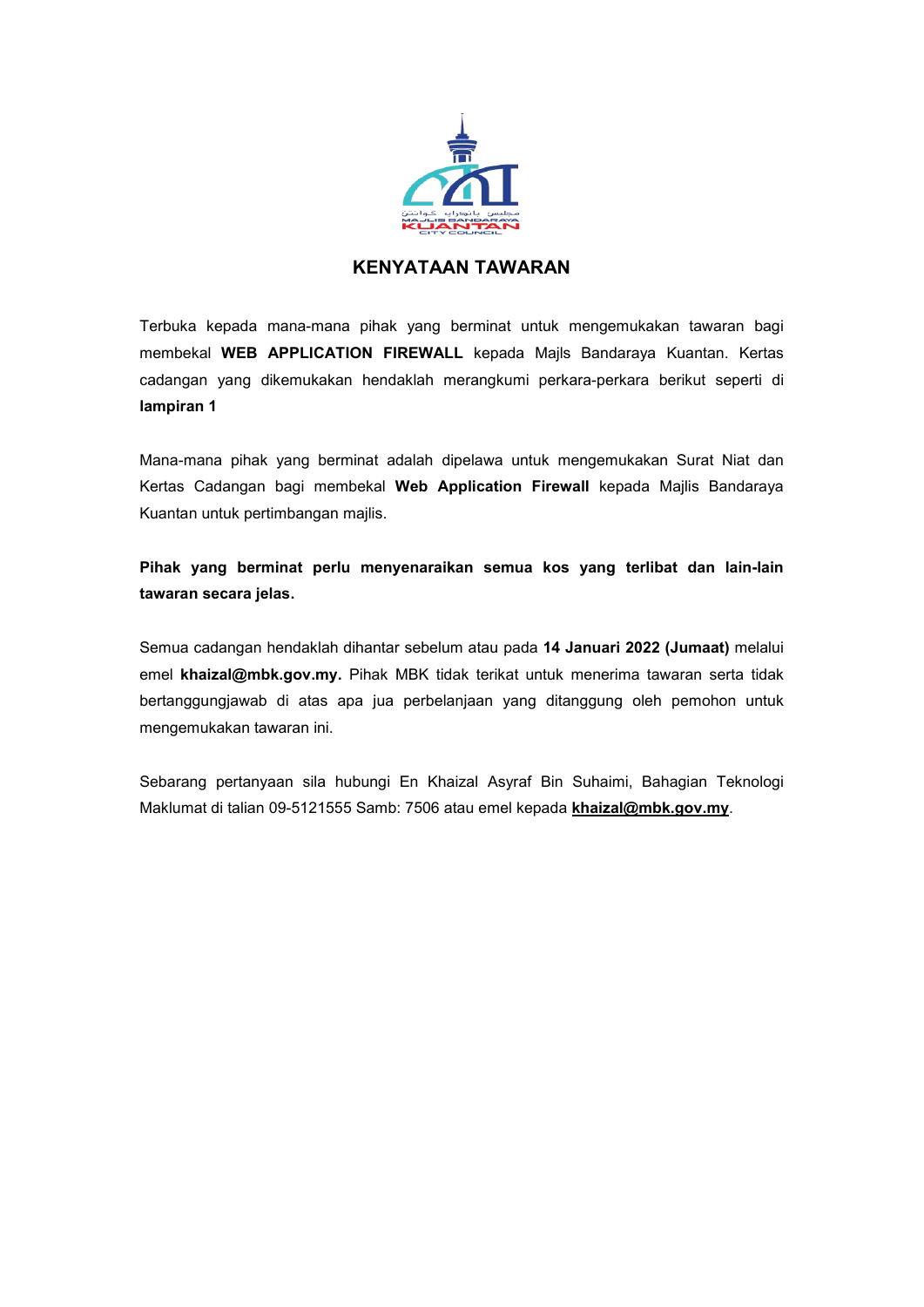# KENYATAAN TAWARAN

Terbuka kepada mana-mana pihak yang berminat untuk mengemukakan tawaran bagi membekal **WEB APPLICATION FIREWALL** kepada Majls Bandaraya Kuantan. Kertas cadangan yang dikemukakan hendaklah merangkumi perkara-perkara berikut seperti di **lampiran 1**

Mana-mana pihak yang berminat adalah dipelawa untuk mengemukakan Surat Niat dan Kertas Cadangan bagi membekal **Web Application Firewall** kepada Majlis Bandaraya Kuantan untuk pertimbangan majlis.

**Pihak yang berminat perlu menyenaraikan semua kos yang terlibat dan lain-lain tawaran secara jelas.**

Semua cadangan hendaklah dihantar sebelum atau pada **14 Januari 2022 (Jumaat)** melalui emel **khaizal@mbk.gov.my.** Pihak MBK tidak terikat untuk menerima tawaran serta tidak bertanggungjawab di atas apa jua perbelanjaan yang ditanggung oleh pemohon untuk mengemukakan tawaran ini.

Sebarang pertanyaan sila hubungi En Khaizal Asyraf Bin Suhaimi, Bahagian Teknologi Maklumat di talian 09-5121555 Samb: 7506 atau emel kepada **khaizal@mbk.gov.my**.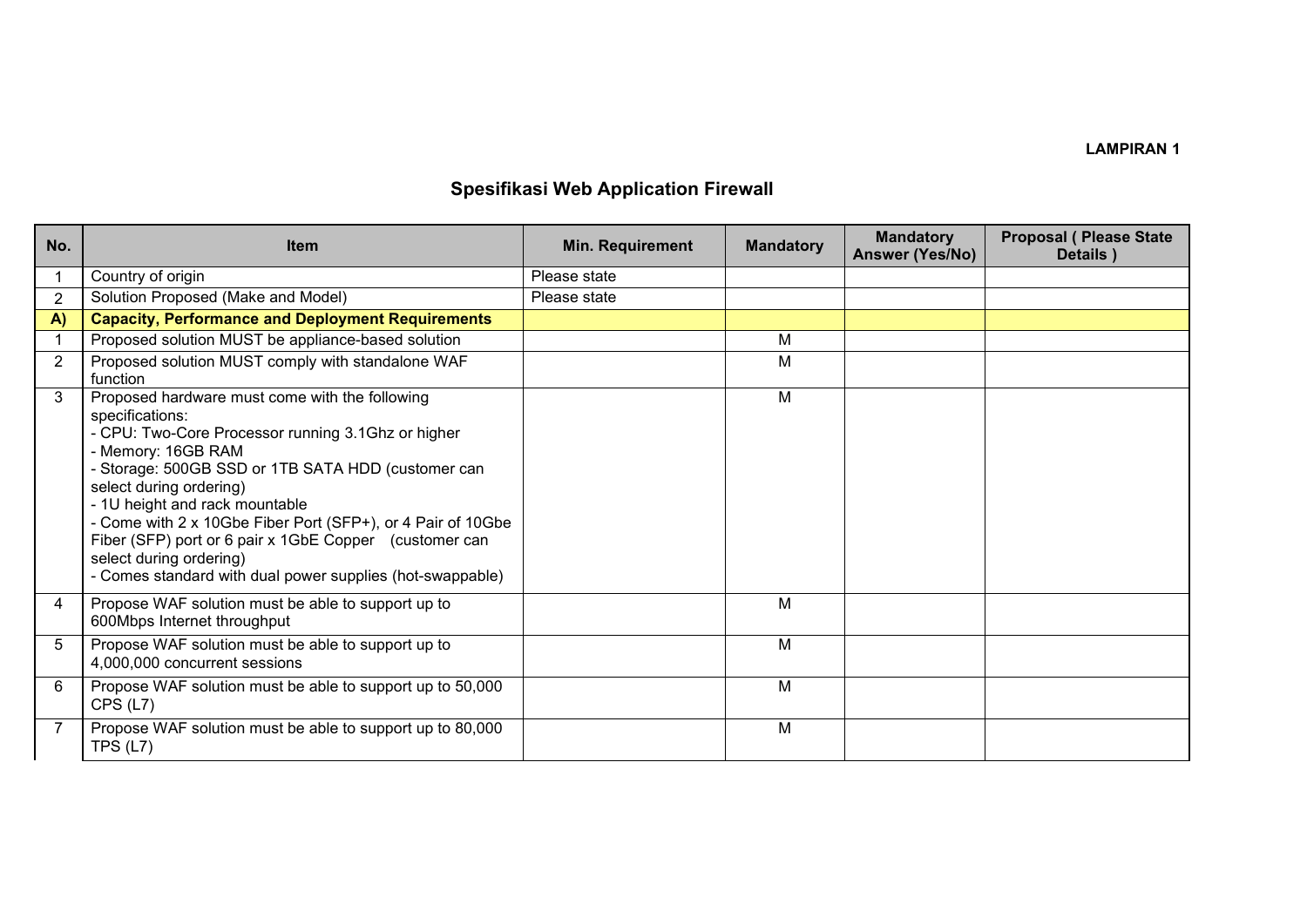**LAMPIRAN 1**

# Spesifikasi Web Application Firewall

| No. | Item | Min. Requirement | Mandatory | Mandatory Answer (Yes/No) | Proposal ( Please State Details ) |
|---|---|---|---|---|---|
| 1 | Country of origin | Please state | | | |
| 2 | Solution Proposed (Make and Model) | Please state | | | |
| **A)** | **Capacity, Performance and Deployment Requirements** | | | | |
| 1 | Proposed solution MUST be appliance-based solution | | M | | |
| 2 | Proposed solution MUST comply with standalone WAF function | | M | | |
| 3 | Proposed hardware must come with the following specifications:<br>- CPU: Two-Core Processor running 3.1Ghz or higher<br>- Memory: 16GB RAM<br>- Storage: 500GB SSD or 1TB SATA HDD (customer can select during ordering)<br>- 1U height and rack mountable<br>- Come with 2 x 10Gbe Fiber Port (SFP+), or 4 Pair of 10Gbe Fiber (SFP) port or 6 pair x 1GbE Copper (customer can select during ordering)<br>- Comes standard with dual power supplies (hot-swappable) | | M | | |
| 4 | Propose WAF solution must be able to support up to 600Mbps Internet throughput | | M | | |
| 5 | Propose WAF solution must be able to support up to 4,000,000 concurrent sessions | | M | | |
| 6 | Propose WAF solution must be able to support up to 50,000 CPS (L7) | | M | | |
| 7 | Propose WAF solution must be able to support up to 80,000 TPS (L7) | | M | | |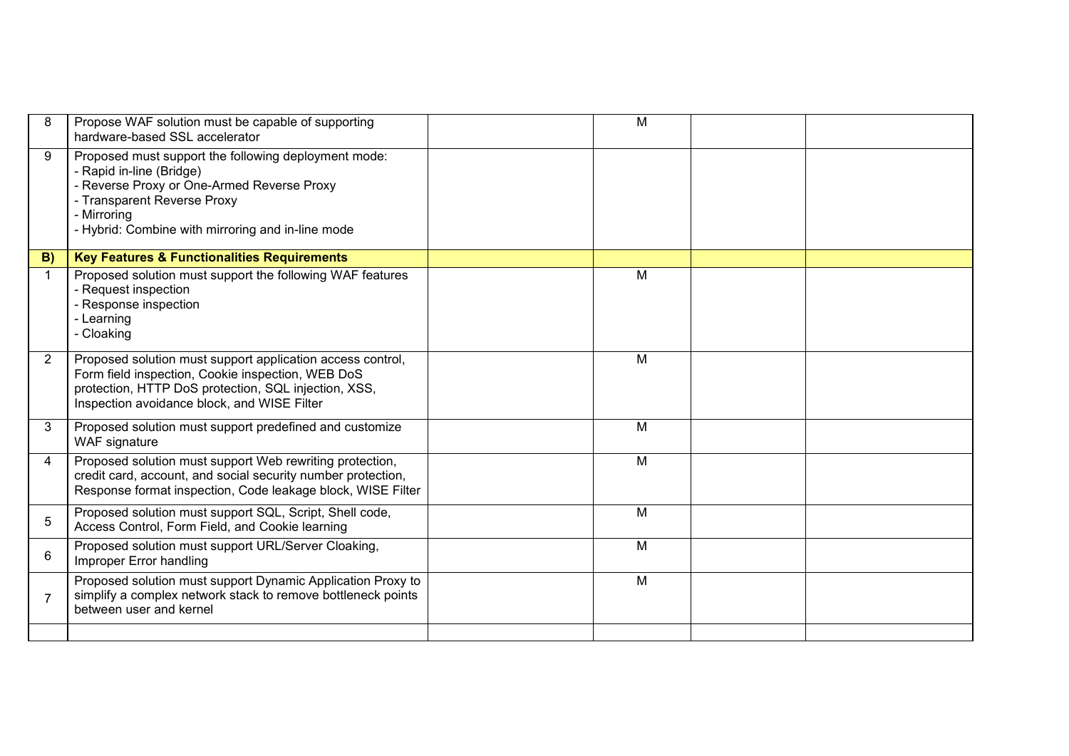| | | | | | |
|---|---|---|---|---|---|
| 8 | Propose WAF solution must be capable of supporting hardware-based SSL accelerator | | M | | |
| 9 | Proposed must support the following deployment mode:<br>- Rapid in-line (Bridge)<br>- Reverse Proxy or One-Armed Reverse Proxy<br>- Transparent Reverse Proxy<br>- Mirroring<br>- Hybrid: Combine with mirroring and in-line mode | | | | |
| **B)** | **Key Features & Functionalities Requirements** | | | | |
| 1 | Proposed solution must support the following WAF features<br>- Request inspection<br>- Response inspection<br>- Learning<br>- Cloaking | | M | | |
| 2 | Proposed solution must support application access control, Form field inspection, Cookie inspection, WEB DoS protection, HTTP DoS protection, SQL injection, XSS, Inspection avoidance block, and WISE Filter | | M | | |
| 3 | Proposed solution must support predefined and customize WAF signature | | M | | |
| 4 | Proposed solution must support Web rewriting protection, credit card, account, and social security number protection, Response format inspection, Code leakage block, WISE Filter | | M | | |
| 5 | Proposed solution must support SQL, Script, Shell code, Access Control, Form Field, and Cookie learning | | M | | |
| 6 | Proposed solution must support URL/Server Cloaking, Improper Error handling | | M | | |
| 7 | Proposed solution must support Dynamic Application Proxy to simplify a complex network stack to remove bottleneck points between user and kernel | | M | | |
| | | | | | |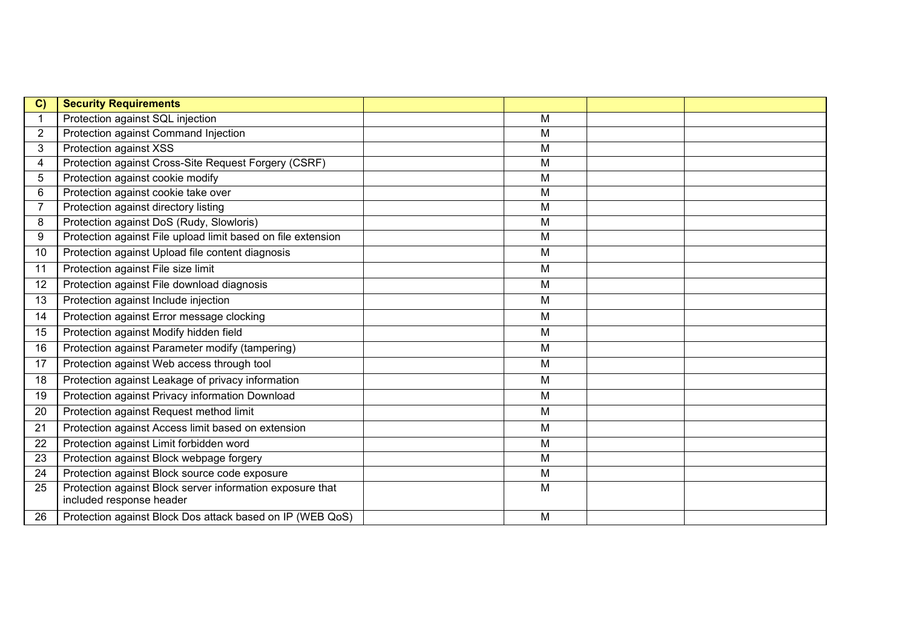| C) | **Security Requirements** | | | | |
|---|---|---|---|---|---|
| 1 | Protection against SQL injection | | M | | |
| 2 | Protection against Command Injection | | M | | |
| 3 | Protection against XSS | | M | | |
| 4 | Protection against Cross-Site Request Forgery (CSRF) | | M | | |
| 5 | Protection against cookie modify | | M | | |
| 6 | Protection against cookie take over | | M | | |
| 7 | Protection against directory listing | | M | | |
| 8 | Protection against DoS (Rudy, Slowloris) | | M | | |
| 9 | Protection against File upload limit based on file extension | | M | | |
| 10 | Protection against Upload file content diagnosis | | M | | |
| 11 | Protection against File size limit | | M | | |
| 12 | Protection against File download diagnosis | | M | | |
| 13 | Protection against Include injection | | M | | |
| 14 | Protection against Error message clocking | | M | | |
| 15 | Protection against Modify hidden field | | M | | |
| 16 | Protection against Parameter modify (tampering) | | M | | |
| 17 | Protection against Web access through tool | | M | | |
| 18 | Protection against Leakage of privacy information | | M | | |
| 19 | Protection against Privacy information Download | | M | | |
| 20 | Protection against Request method limit | | M | | |
| 21 | Protection against Access limit based on extension | | M | | |
| 22 | Protection against Limit forbidden word | | M | | |
| 23 | Protection against Block webpage forgery | | M | | |
| 24 | Protection against Block source code exposure | | M | | |
| 25 | Protection against Block server information exposure that included response header | | M | | |
| 26 | Protection against Block Dos attack based on IP (WEB QoS) | | M | | |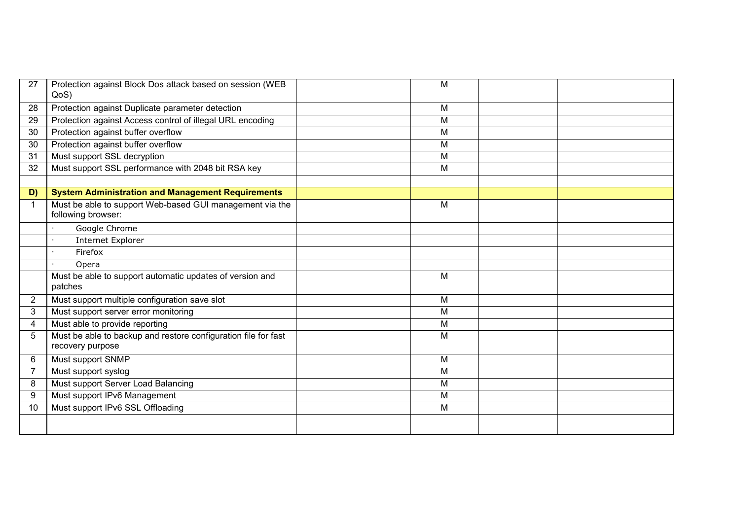| | | | | | |
|---|---|---|---|---|---|
| 27 | Protection against Block Dos attack based on session (WEB QoS) | | M | | |
| 28 | Protection against Duplicate parameter detection | | M | | |
| 29 | Protection against Access control of illegal URL encoding | | M | | |
| 30 | Protection against buffer overflow | | M | | |
| 30 | Protection against buffer overflow | | M | | |
| 31 | Must support SSL decryption | | M | | |
| 32 | Must support SSL performance with 2048 bit RSA key | | M | | |
| | | | | | |
| **D)** | **System Administration and Management Requirements** | | | | |
| 1 | Must be able to support Web-based GUI management via the following browser: | | M | | |
| | · Google Chrome | | | | |
| | · Internet Explorer | | | | |
| | · Firefox | | | | |
| | · Opera | | | | |
| | Must be able to support automatic updates of version and patches | | M | | |
| 2 | Must support multiple configuration save slot | | M | | |
| 3 | Must support server error monitoring | | M | | |
| 4 | Must able to provide reporting | | M | | |
| 5 | Must be able to backup and restore configuration file for fast recovery purpose | | M | | |
| 6 | Must support SNMP | | M | | |
| 7 | Must support syslog | | M | | |
| 8 | Must support Server Load Balancing | | M | | |
| 9 | Must support IPv6 Management | | M | | |
| 10 | Must support IPv6 SSL Offloading | | M | | |
| | | | | | |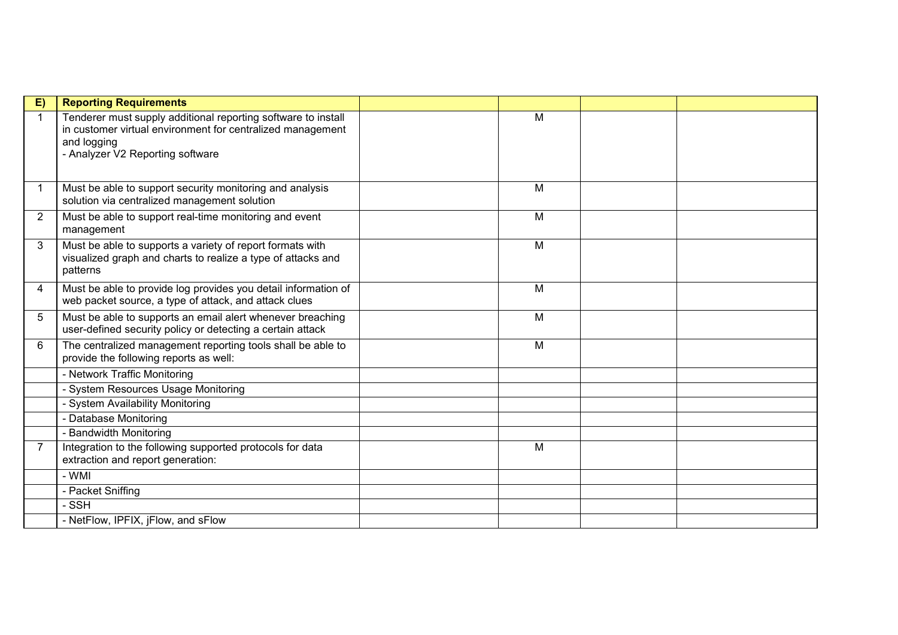| E) | Reporting Requirements | | | | |
|---|---|---|---|---|---|
| 1 | Tenderer must supply additional reporting software to install in customer virtual environment for centralized management and logging<br>- Analyzer V2 Reporting software | | M | | |
| 1 | Must be able to support security monitoring and analysis solution via centralized management solution | | M | | |
| 2 | Must be able to support real-time monitoring and event management | | M | | |
| 3 | Must be able to supports a variety of report formats with visualized graph and charts to realize a type of attacks and patterns | | M | | |
| 4 | Must be able to provide log provides you detail information of web packet source, a type of attack, and attack clues | | M | | |
| 5 | Must be able to supports an email alert whenever breaching user-defined security policy or detecting a certain attack | | M | | |
| 6 | The centralized management reporting tools shall be able to provide the following reports as well: | | M | | |
| | - Network Traffic Monitoring | | | | |
| | - System Resources Usage Monitoring | | | | |
| | - System Availability Monitoring | | | | |
| | - Database Monitoring | | | | |
| | - Bandwidth Monitoring | | | | |
| 7 | Integration to the following supported protocols for data extraction and report generation: | | M | | |
| | - WMI | | | | |
| | - Packet Sniffing | | | | |
| | - SSH | | | | |
| | - NetFlow, IPFIX, jFlow, and sFlow | | | | |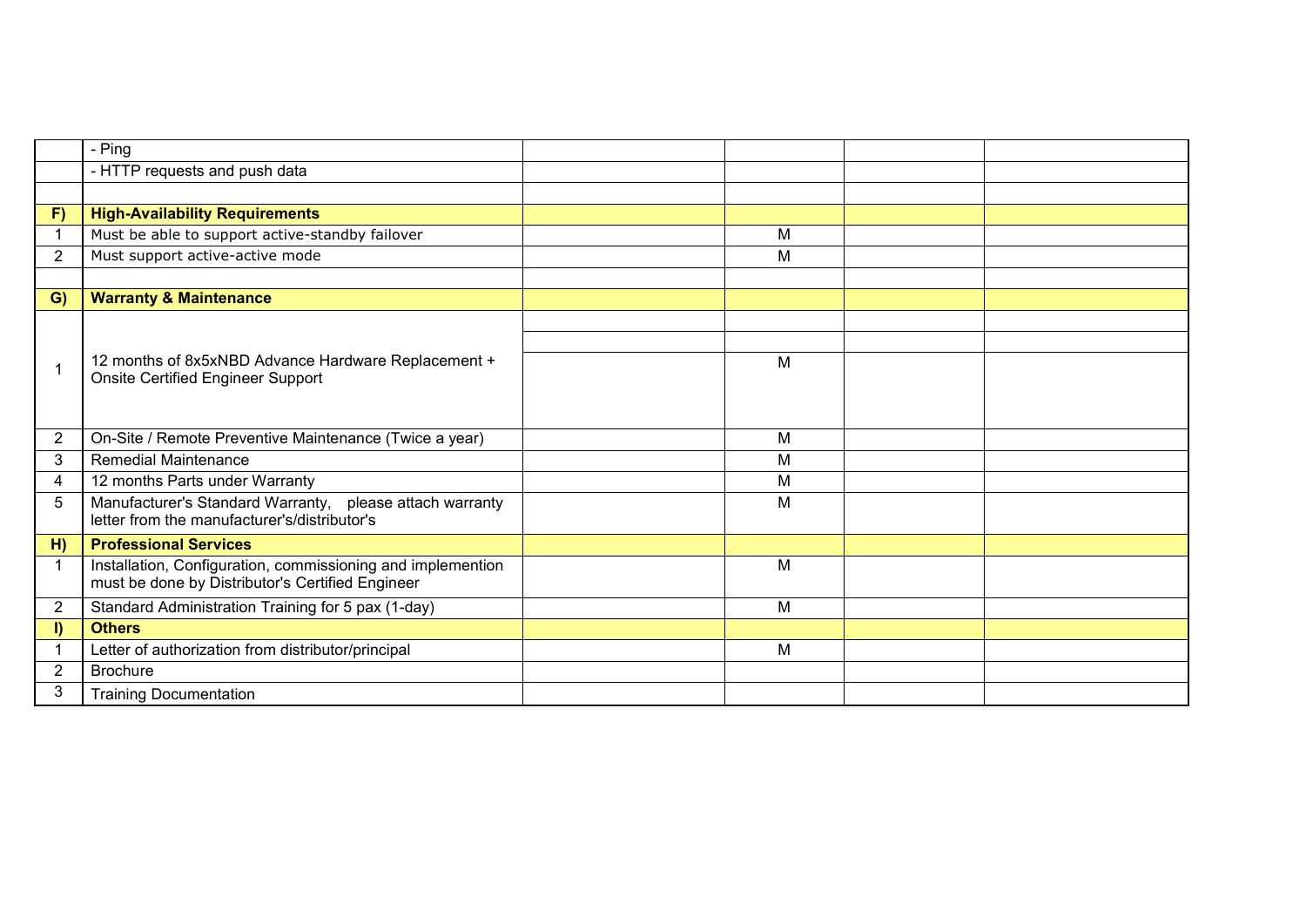| | | | | | |
|---|---|---|---|---|---|
| | - Ping | | | | |
| | - HTTP requests and push data | | | | |
| | | | | | |
| **F)** | **High-Availability Requirements** | | | | |
| 1 | Must be able to support active-standby failover | | M | | |
| 2 | Must support active-active mode | | M | | |
| | | | | | |
| **G)** | **Warranty & Maintenance** | | | | |
| 1 | 12 months of 8x5xNBD Advance Hardware Replacement + Onsite Certified Engineer Support | | M | | |
| 2 | On-Site / Remote Preventive Maintenance (Twice a year) | | M | | |
| 3 | Remedial Maintenance | | M | | |
| 4 | 12 months Parts under Warranty | | M | | |
| 5 | Manufacturer's Standard Warranty, please attach warranty letter from the manufacturer's/distributor's | | M | | |
| **H)** | **Professional Services** | | | | |
| 1 | Installation, Configuration, commissioning and implemention must be done by Distributor's Certified Engineer | | M | | |
| 2 | Standard Administration Training for 5 pax (1-day) | | M | | |
| **I)** | **Others** | | | | |
| 1 | Letter of authorization from distributor/principal | | M | | |
| 2 | Brochure | | | | |
| 3 | Training Documentation | | | | |